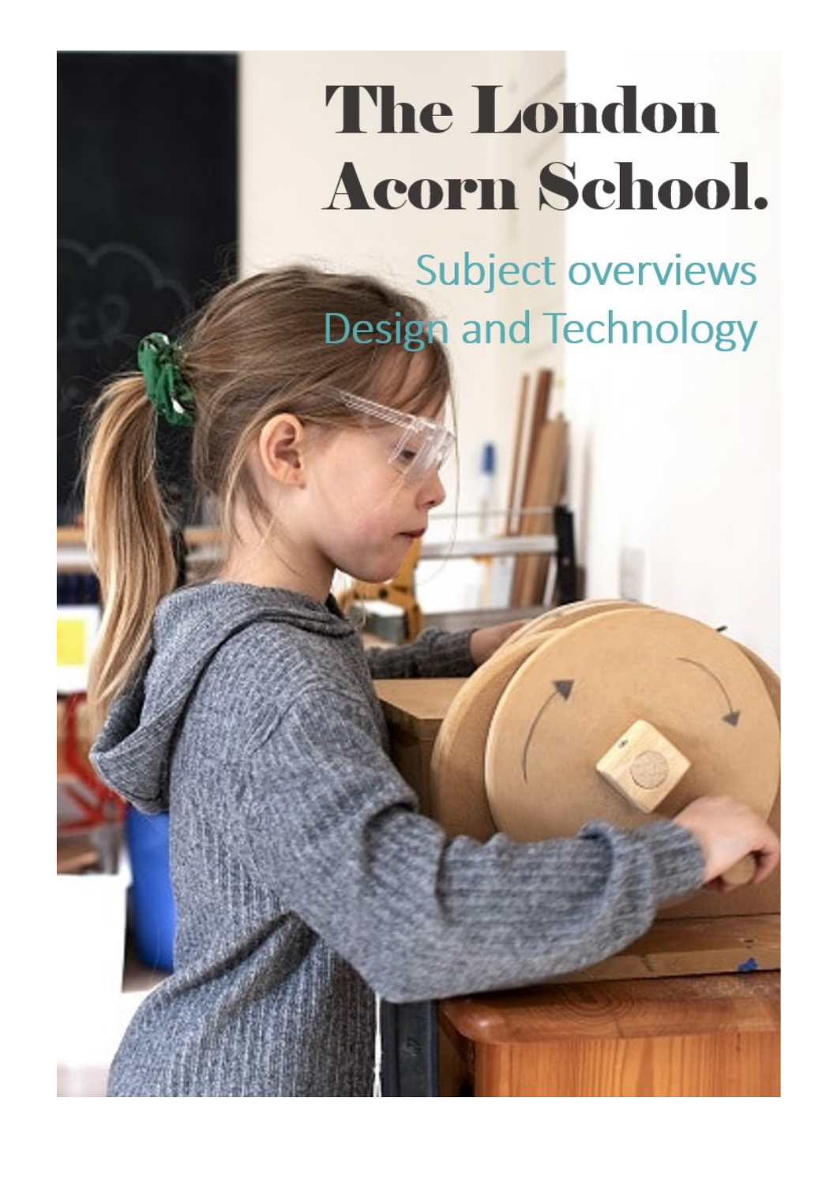# The London Acorn School.

## Subject overviews
## Design and Technology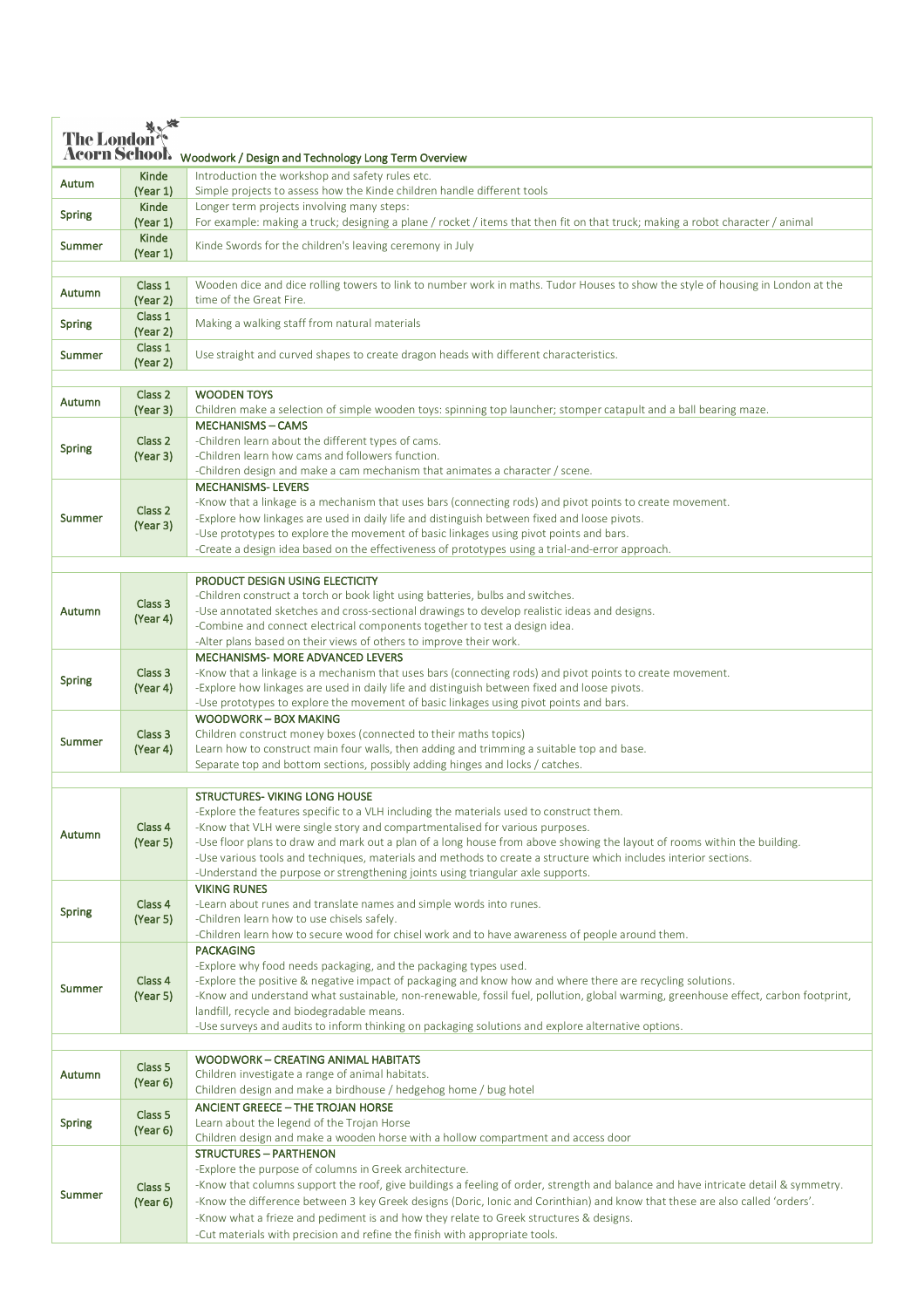The London Acorn School — Woodwork / Design and Technology Long Term Overview

| | | |
|---|---|---|
| Autum | Kinde (Year 1) | Introduction the workshop and safety rules etc.<br>Simple projects to assess how the Kinde children handle different tools |
| Spring | Kinde (Year 1) | Longer term projects involving many steps:<br>For example: making a truck; designing a plane / rocket / items that then fit on that truck; making a robot character / animal |
| Summer | Kinde (Year 1) | Kinde Swords for the children's leaving ceremony in July |
| | | |
| Autumn | Class 1 (Year 2) | Wooden dice and dice rolling towers to link to number work in maths. Tudor Houses to show the style of housing in London at the time of the Great Fire. |
| Spring | Class 1 (Year 2) | Making a walking staff from natural materials |
| Summer | Class 1 (Year 2) | Use straight and curved shapes to create dragon heads with different characteristics. |
| | | |
| Autumn | Class 2 (Year 3) | WOODEN TOYS<br>Children make a selection of simple wooden toys: spinning top launcher; stomper catapult and a ball bearing maze. |
| Spring | Class 2 (Year 3) | MECHANISMS – CAMS<br>-Children learn about the different types of cams.<br>-Children learn how cams and followers function.<br>-Children design and make a cam mechanism that animates a character / scene. |
| Summer | Class 2 (Year 3) | MECHANISMS- LEVERS<br>-Know that a linkage is a mechanism that uses bars (connecting rods) and pivot points to create movement.<br>-Explore how linkages are used in daily life and distinguish between fixed and loose pivots.<br>-Use prototypes to explore the movement of basic linkages using pivot points and bars.<br>-Create a design idea based on the effectiveness of prototypes using a trial-and-error approach. |
| | | |
| Autumn | Class 3 (Year 4) | PRODUCT DESIGN USING ELECTICITY<br>-Children construct a torch or book light using batteries, bulbs and switches.<br>-Use annotated sketches and cross-sectional drawings to develop realistic ideas and designs.<br>-Combine and connect electrical components together to test a design idea.<br>-Alter plans based on their views of others to improve their work. |
| Spring | Class 3 (Year 4) | MECHANISMS- MORE ADVANCED LEVERS<br>-Know that a linkage is a mechanism that uses bars (connecting rods) and pivot points to create movement.<br>-Explore how linkages are used in daily life and distinguish between fixed and loose pivots.<br>-Use prototypes to explore the movement of basic linkages using pivot points and bars. |
| Summer | Class 3 (Year 4) | WOODWORK – BOX MAKING<br>Children construct money boxes (connected to their maths topics)<br>Learn how to construct main four walls, then adding and trimming a suitable top and base.<br>Separate top and bottom sections, possibly adding hinges and locks / catches. |
| | | |
| Autumn | Class 4 (Year 5) | STRUCTURES- VIKING LONG HOUSE<br>-Explore the features specific to a VLH including the materials used to construct them.<br>-Know that VLH were single story and compartmentalised for various purposes.<br>-Use floor plans to draw and mark out a plan of a long house from above showing the layout of rooms within the building.<br>-Use various tools and techniques, materials and methods to create a structure which includes interior sections.<br>-Understand the purpose or strengthening joints using triangular axle supports. |
| Spring | Class 4 (Year 5) | VIKING RUNES<br>-Learn about runes and translate names and simple words into runes.<br>-Children learn how to use chisels safely.<br>-Children learn how to secure wood for chisel work and to have awareness of people around them. |
| Summer | Class 4 (Year 5) | PACKAGING<br>-Explore why food needs packaging, and the packaging types used.<br>-Explore the positive & negative impact of packaging and know how and where there are recycling solutions.<br>-Know and understand what sustainable, non-renewable, fossil fuel, pollution, global warming, greenhouse effect, carbon footprint, landfill, recycle and biodegradable means.<br>-Use surveys and audits to inform thinking on packaging solutions and explore alternative options. |
| | | |
| Autumn | Class 5 (Year 6) | WOODWORK – CREATING ANIMAL HABITATS<br>Children investigate a range of animal habitats.<br>Children design and make a birdhouse / hedgehog home / bug hotel |
| Spring | Class 5 (Year 6) | ANCIENT GREECE – THE TROJAN HORSE<br>Learn about the legend of the Trojan Horse<br>Children design and make a wooden horse with a hollow compartment and access door |
| Summer | Class 5 (Year 6) | STRUCTURES – PARTHENON<br>-Explore the purpose of columns in Greek architecture.<br>-Know that columns support the roof, give buildings a feeling of order, strength and balance and have intricate detail & symmetry.<br>-Know the difference between 3 key Greek designs (Doric, Ionic and Corinthian) and know that these are also called 'orders'.<br>-Know what a frieze and pediment is and how they relate to Greek structures & designs.<br>-Cut materials with precision and refine the finish with appropriate tools. |